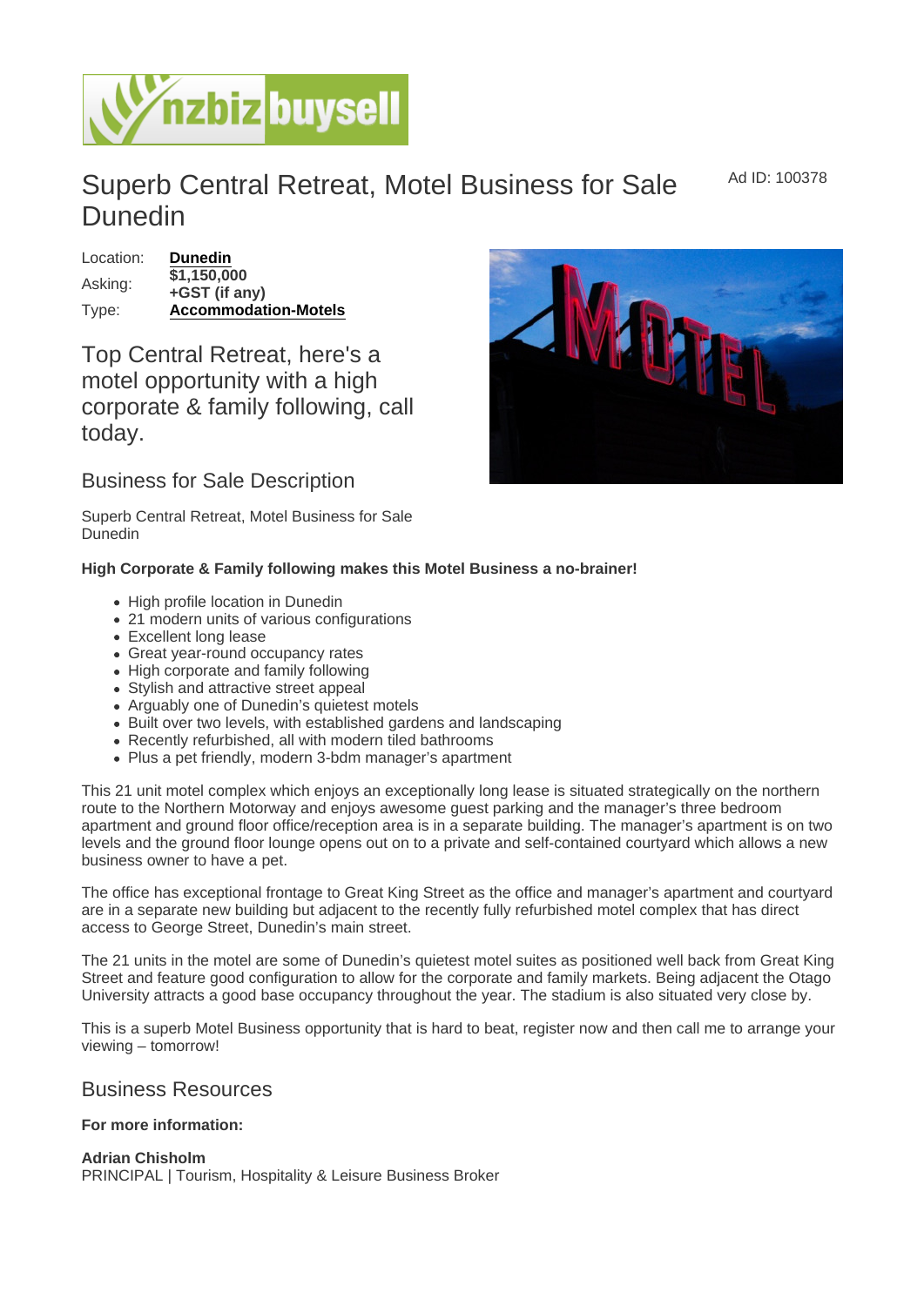# Superb Central Retreat, Motel Business for Sale Dunedin

Ad ID: 100378

| | |
|---|---|
| Location: | **Dunedin** |
| Asking: | **$1,150,000 +GST (if any)** |
| Type: | **Accommodation-Motels** |

## Top Central Retreat, here's a motel opportunity with a high corporate & family following, call today.

### Business for Sale Description

Superb Central Retreat, Motel Business for Sale Dunedin

**High Corporate & Family following makes this Motel Business a no-brainer!**

- High profile location in Dunedin
- 21 modern units of various configurations
- Excellent long lease
- Great year-round occupancy rates
- High corporate and family following
- Stylish and attractive street appeal
- Arguably one of Dunedin's quietest motels
- Built over two levels, with established gardens and landscaping
- Recently refurbished, all with modern tiled bathrooms
- Plus a pet friendly, modern 3-bdm manager's apartment

This 21 unit motel complex which enjoys an exceptionally long lease is situated strategically on the northern route to the Northern Motorway and enjoys awesome guest parking and the manager's three bedroom apartment and ground floor office/reception area is in a separate building. The manager's apartment is on two levels and the ground floor lounge opens out on to a private and self-contained courtyard which allows a new business owner to have a pet.

The office has exceptional frontage to Great King Street as the office and manager's apartment and courtyard are in a separate new building but adjacent to the recently fully refurbished motel complex that has direct access to George Street, Dunedin's main street.

The 21 units in the motel are some of Dunedin's quietest motel suites as positioned well back from Great King Street and feature good configuration to allow for the corporate and family markets. Being adjacent the Otago University attracts a good base occupancy throughout the year. The stadium is also situated very close by.

This is a superb Motel Business opportunity that is hard to beat, register now and then call me to arrange your viewing – tomorrow!

### Business Resources

**For more information:**

**Adrian Chisholm**
PRINCIPAL | Tourism, Hospitality & Leisure Business Broker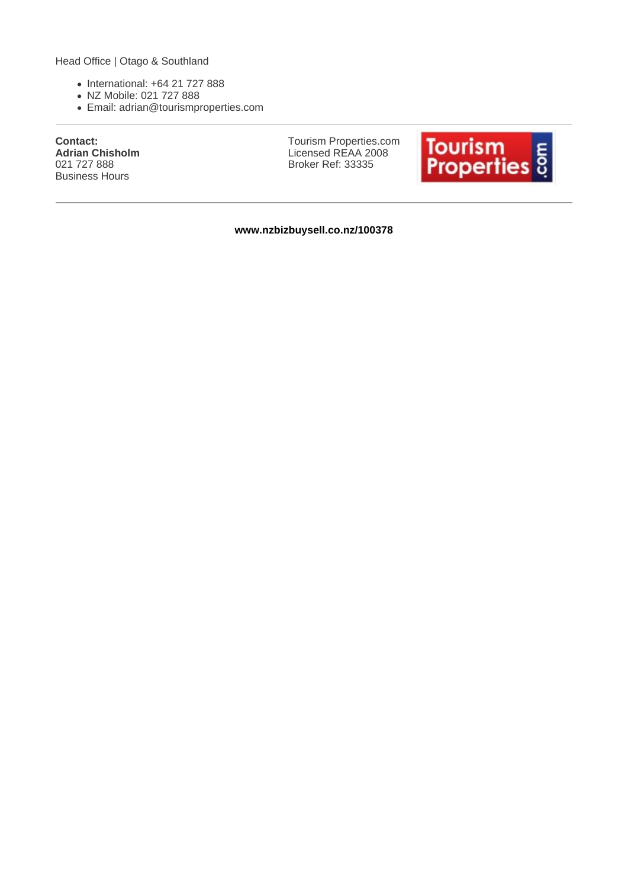Head Office | Otago & Southland

- International: +64 21 727 888
- NZ Mobile: 021 727 888
- Email: adrian@tourismproperties.com

---

**Contact:**
**Adrian Chisholm**
021 727 888
Business Hours

Tourism Properties.com
Licensed REAA 2008
Broker Ref: 33335

---

**www.nzbizbuysell.co.nz/100378**